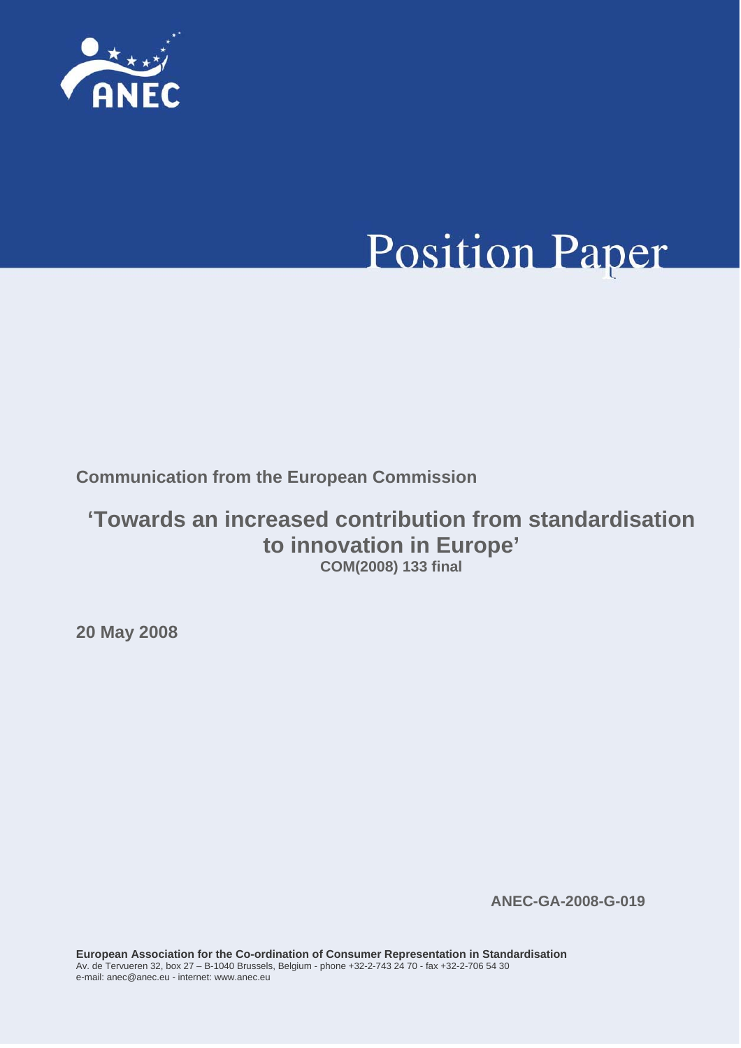ANEC

# Position Paper

**Communication from the European Commission**

## 'Towards an increased contribution from standardisation to innovation in Europe'

**COM(2008) 133 final**

**20 May 2008**

**ANEC-GA-2008-G-019**

**European Association for the Co-ordination of Consumer Representation in Standardisation**
Av. de Tervueren 32, box 27 – B-1040 Brussels, Belgium - phone +32-2-743 24 70 - fax +32-2-706 54 30
e-mail: anec@anec.eu - internet: www.anec.eu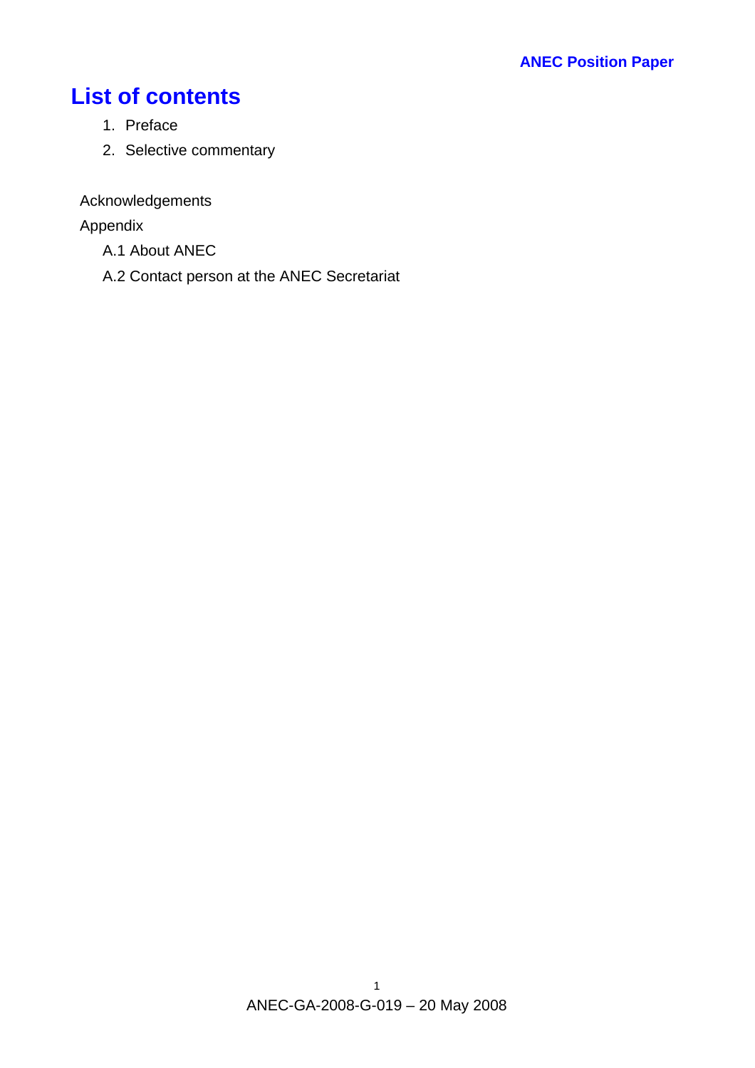# List of contents

1. Preface
2. Selective commentary

Acknowledgements

Appendix

A.1 About ANEC

A.2 Contact person at the ANEC Secretariat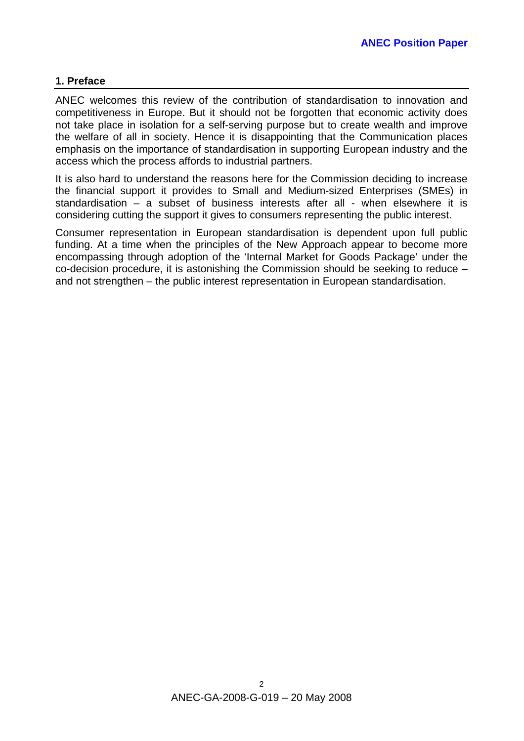## 1. Preface

ANEC welcomes this review of the contribution of standardisation to innovation and competitiveness in Europe. But it should not be forgotten that economic activity does not take place in isolation for a self-serving purpose but to create wealth and improve the welfare of all in society. Hence it is disappointing that the Communication places emphasis on the importance of standardisation in supporting European industry and the access which the process affords to industrial partners.

It is also hard to understand the reasons here for the Commission deciding to increase the financial support it provides to Small and Medium-sized Enterprises (SMEs) in standardisation – a subset of business interests after all - when elsewhere it is considering cutting the support it gives to consumers representing the public interest.

Consumer representation in European standardisation is dependent upon full public funding. At a time when the principles of the New Approach appear to become more encompassing through adoption of the 'Internal Market for Goods Package' under the co-decision procedure, it is astonishing the Commission should be seeking to reduce – and not strengthen – the public interest representation in European standardisation.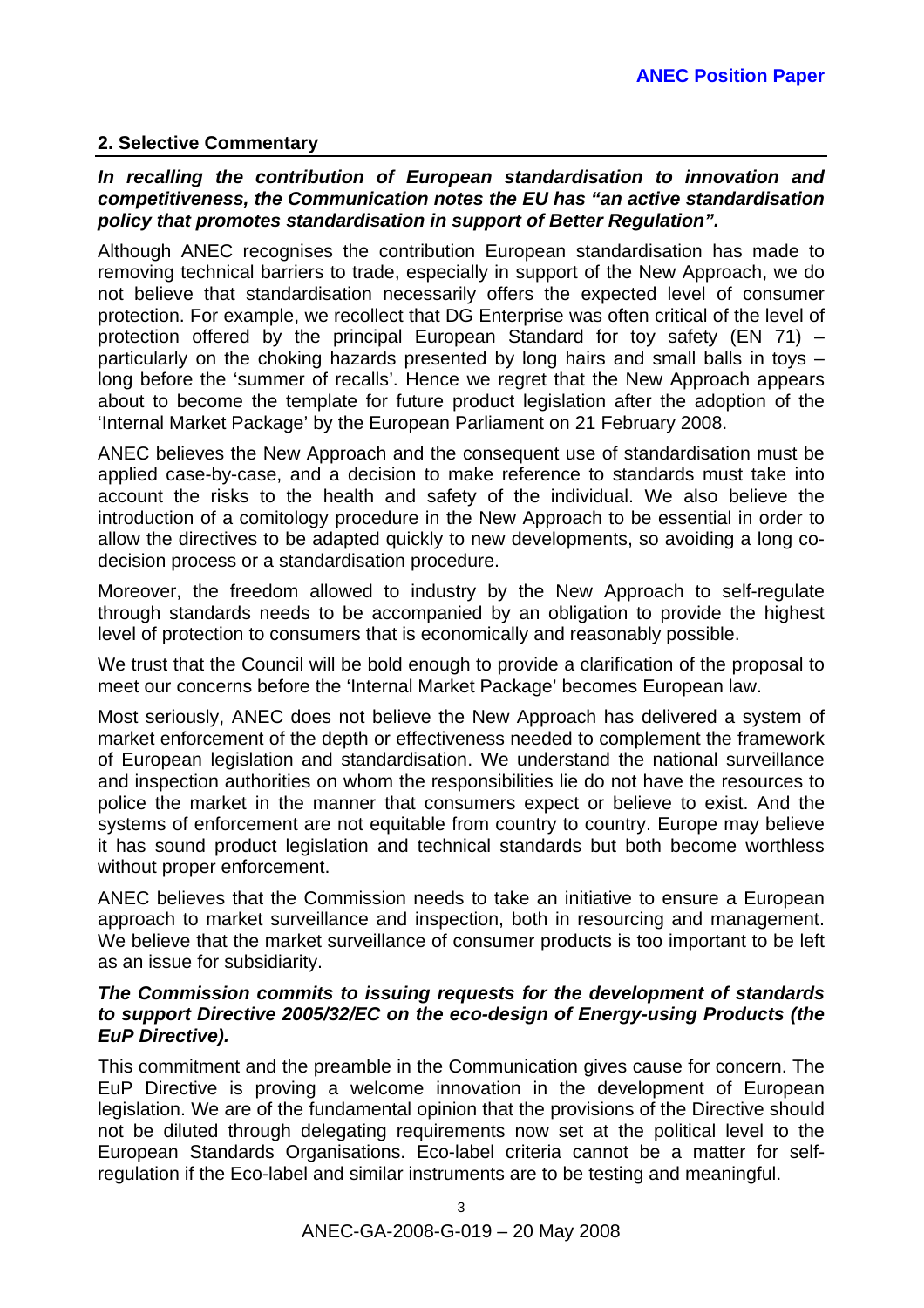## 2. Selective Commentary

***In recalling the contribution of European standardisation to innovation and competitiveness, the Communication notes the EU has "an active standardisation policy that promotes standardisation in support of Better Regulation".***

Although ANEC recognises the contribution European standardisation has made to removing technical barriers to trade, especially in support of the New Approach, we do not believe that standardisation necessarily offers the expected level of consumer protection. For example, we recollect that DG Enterprise was often critical of the level of protection offered by the principal European Standard for toy safety (EN 71) – particularly on the choking hazards presented by long hairs and small balls in toys – long before the 'summer of recalls'. Hence we regret that the New Approach appears about to become the template for future product legislation after the adoption of the 'Internal Market Package' by the European Parliament on 21 February 2008.

ANEC believes the New Approach and the consequent use of standardisation must be applied case-by-case, and a decision to make reference to standards must take into account the risks to the health and safety of the individual. We also believe the introduction of a comitology procedure in the New Approach to be essential in order to allow the directives to be adapted quickly to new developments, so avoiding a long co-decision process or a standardisation procedure.

Moreover, the freedom allowed to industry by the New Approach to self-regulate through standards needs to be accompanied by an obligation to provide the highest level of protection to consumers that is economically and reasonably possible.

We trust that the Council will be bold enough to provide a clarification of the proposal to meet our concerns before the 'Internal Market Package' becomes European law.

Most seriously, ANEC does not believe the New Approach has delivered a system of market enforcement of the depth or effectiveness needed to complement the framework of European legislation and standardisation. We understand the national surveillance and inspection authorities on whom the responsibilities lie do not have the resources to police the market in the manner that consumers expect or believe to exist. And the systems of enforcement are not equitable from country to country. Europe may believe it has sound product legislation and technical standards but both become worthless without proper enforcement.

ANEC believes that the Commission needs to take an initiative to ensure a European approach to market surveillance and inspection, both in resourcing and management. We believe that the market surveillance of consumer products is too important to be left as an issue for subsidiarity.

***The Commission commits to issuing requests for the development of standards to support Directive 2005/32/EC on the eco-design of Energy-using Products (the EuP Directive).***

This commitment and the preamble in the Communication gives cause for concern. The EuP Directive is proving a welcome innovation in the development of European legislation. We are of the fundamental opinion that the provisions of the Directive should not be diluted through delegating requirements now set at the political level to the European Standards Organisations. Eco-label criteria cannot be a matter for self-regulation if the Eco-label and similar instruments are to be testing and meaningful.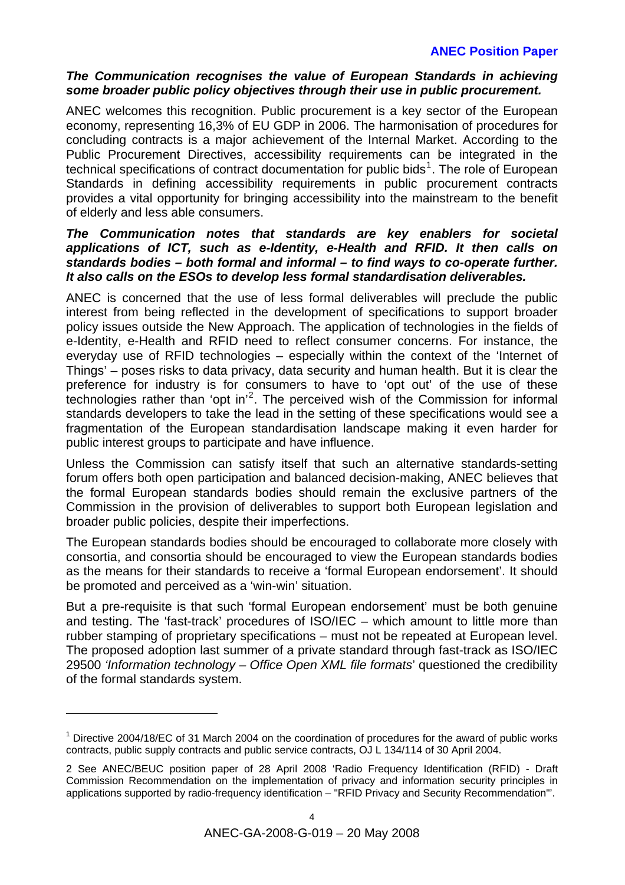***The Communication recognises the value of European Standards in achieving some broader public policy objectives through their use in public procurement.***

ANEC welcomes this recognition. Public procurement is a key sector of the European economy, representing 16,3% of EU GDP in 2006. The harmonisation of procedures for concluding contracts is a major achievement of the Internal Market. According to the Public Procurement Directives, accessibility requirements can be integrated in the technical specifications of contract documentation for public bids[1]. The role of European Standards in defining accessibility requirements in public procurement contracts provides a vital opportunity for bringing accessibility into the mainstream to the benefit of elderly and less able consumers.

***The Communication notes that standards are key enablers for societal applications of ICT, such as e-Identity, e-Health and RFID. It then calls on standards bodies – both formal and informal – to find ways to co-operate further. It also calls on the ESOs to develop less formal standardisation deliverables.***

ANEC is concerned that the use of less formal deliverables will preclude the public interest from being reflected in the development of specifications to support broader policy issues outside the New Approach. The application of technologies in the fields of e-Identity, e-Health and RFID need to reflect consumer concerns. For instance, the everyday use of RFID technologies – especially within the context of the 'Internet of Things' – poses risks to data privacy, data security and human health. But it is clear the preference for industry is for consumers to have to 'opt out' of the use of these technologies rather than 'opt in'[2]. The perceived wish of the Commission for informal standards developers to take the lead in the setting of these specifications would see a fragmentation of the European standardisation landscape making it even harder for public interest groups to participate and have influence.

Unless the Commission can satisfy itself that such an alternative standards-setting forum offers both open participation and balanced decision-making, ANEC believes that the formal European standards bodies should remain the exclusive partners of the Commission in the provision of deliverables to support both European legislation and broader public policies, despite their imperfections.

The European standards bodies should be encouraged to collaborate more closely with consortia, and consortia should be encouraged to view the European standards bodies as the means for their standards to receive a 'formal European endorsement'. It should be promoted and perceived as a 'win-win' situation.

But a pre-requisite is that such 'formal European endorsement' must be both genuine and testing. The 'fast-track' procedures of ISO/IEC – which amount to little more than rubber stamping of proprietary specifications – must not be repeated at European level. The proposed adoption last summer of a private standard through fast-track as ISO/IEC 29500 *'Information technology – Office Open XML file formats*' questioned the credibility of the formal standards system.

---

[1] Directive 2004/18/EC of 31 March 2004 on the coordination of procedures for the award of public works contracts, public supply contracts and public service contracts, OJ L 134/114 of 30 April 2004.

[2] See ANEC/BEUC position paper of 28 April 2008 'Radio Frequency Identification (RFID) - Draft Commission Recommendation on the implementation of privacy and information security principles in applications supported by radio-frequency identification – "RFID Privacy and Security Recommendation"'.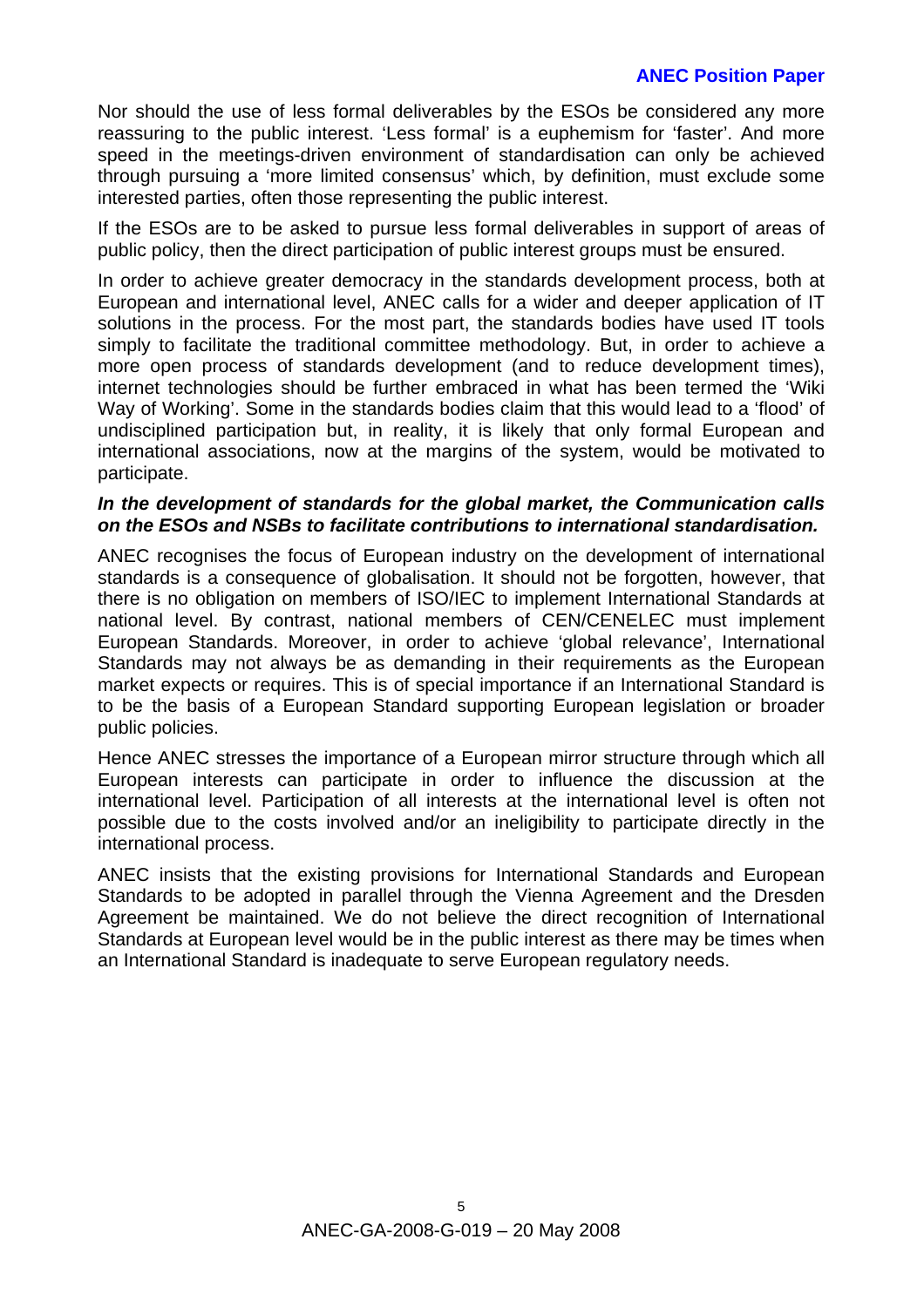Nor should the use of less formal deliverables by the ESOs be considered any more reassuring to the public interest. 'Less formal' is a euphemism for 'faster'. And more speed in the meetings-driven environment of standardisation can only be achieved through pursuing a 'more limited consensus' which, by definition, must exclude some interested parties, often those representing the public interest.

If the ESOs are to be asked to pursue less formal deliverables in support of areas of public policy, then the direct participation of public interest groups must be ensured.

In order to achieve greater democracy in the standards development process, both at European and international level, ANEC calls for a wider and deeper application of IT solutions in the process. For the most part, the standards bodies have used IT tools simply to facilitate the traditional committee methodology. But, in order to achieve a more open process of standards development (and to reduce development times), internet technologies should be further embraced in what has been termed the 'Wiki Way of Working'. Some in the standards bodies claim that this would lead to a 'flood' of undisciplined participation but, in reality, it is likely that only formal European and international associations, now at the margins of the system, would be motivated to participate.

***In the development of standards for the global market, the Communication calls on the ESOs and NSBs to facilitate contributions to international standardisation.***

ANEC recognises the focus of European industry on the development of international standards is a consequence of globalisation. It should not be forgotten, however, that there is no obligation on members of ISO/IEC to implement International Standards at national level. By contrast, national members of CEN/CENELEC must implement European Standards. Moreover, in order to achieve 'global relevance', International Standards may not always be as demanding in their requirements as the European market expects or requires. This is of special importance if an International Standard is to be the basis of a European Standard supporting European legislation or broader public policies.

Hence ANEC stresses the importance of a European mirror structure through which all European interests can participate in order to influence the discussion at the international level. Participation of all interests at the international level is often not possible due to the costs involved and/or an ineligibility to participate directly in the international process.

ANEC insists that the existing provisions for International Standards and European Standards to be adopted in parallel through the Vienna Agreement and the Dresden Agreement be maintained. We do not believe the direct recognition of International Standards at European level would be in the public interest as there may be times when an International Standard is inadequate to serve European regulatory needs.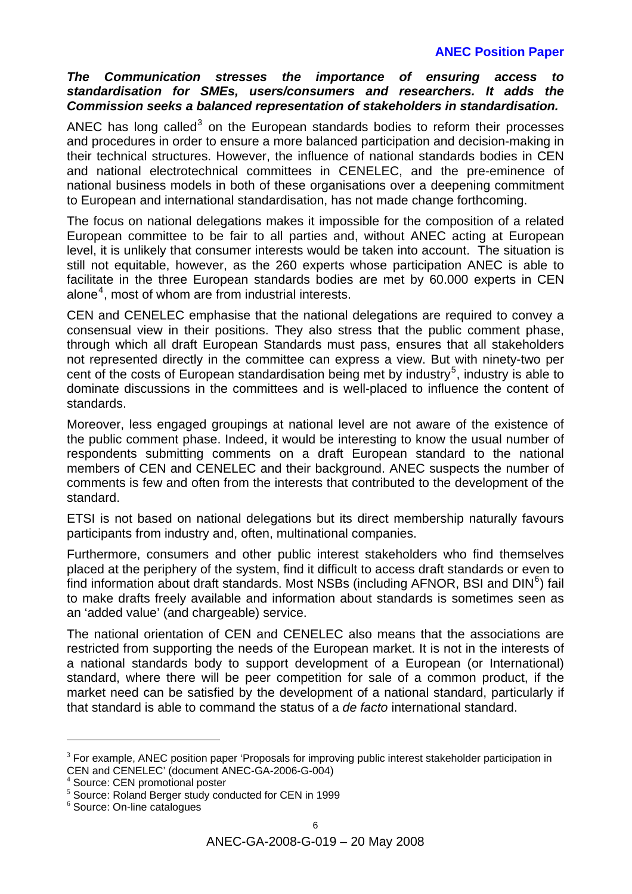***The Communication stresses the importance of ensuring access to standardisation for SMEs, users/consumers and researchers. It adds the Commission seeks a balanced representation of stakeholders in standardisation.***

ANEC has long called[3] on the European standards bodies to reform their processes and procedures in order to ensure a more balanced participation and decision-making in their technical structures. However, the influence of national standards bodies in CEN and national electrotechnical committees in CENELEC, and the pre-eminence of national business models in both of these organisations over a deepening commitment to European and international standardisation, has not made change forthcoming.

The focus on national delegations makes it impossible for the composition of a related European committee to be fair to all parties and, without ANEC acting at European level, it is unlikely that consumer interests would be taken into account. The situation is still not equitable, however, as the 260 experts whose participation ANEC is able to facilitate in the three European standards bodies are met by 60.000 experts in CEN alone[4], most of whom are from industrial interests.

CEN and CENELEC emphasise that the national delegations are required to convey a consensual view in their positions. They also stress that the public comment phase, through which all draft European Standards must pass, ensures that all stakeholders not represented directly in the committee can express a view. But with ninety-two per cent of the costs of European standardisation being met by industry[5], industry is able to dominate discussions in the committees and is well-placed to influence the content of standards.

Moreover, less engaged groupings at national level are not aware of the existence of the public comment phase. Indeed, it would be interesting to know the usual number of respondents submitting comments on a draft European standard to the national members of CEN and CENELEC and their background. ANEC suspects the number of comments is few and often from the interests that contributed to the development of the standard.

ETSI is not based on national delegations but its direct membership naturally favours participants from industry and, often, multinational companies.

Furthermore, consumers and other public interest stakeholders who find themselves placed at the periphery of the system, find it difficult to access draft standards or even to find information about draft standards. Most NSBs (including AFNOR, BSI and DIN[6]) fail to make drafts freely available and information about standards is sometimes seen as an 'added value' (and chargeable) service.

The national orientation of CEN and CENELEC also means that the associations are restricted from supporting the needs of the European market. It is not in the interests of a national standards body to support development of a European (or International) standard, where there will be peer competition for sale of a common product, if the market need can be satisfied by the development of a national standard, particularly if that standard is able to command the status of a *de facto* international standard.

---

[3] For example, ANEC position paper 'Proposals for improving public interest stakeholder participation in CEN and CENELEC' (document ANEC-GA-2006-G-004)

[4] Source: CEN promotional poster

[5] Source: Roland Berger study conducted for CEN in 1999

[6] Source: On-line catalogues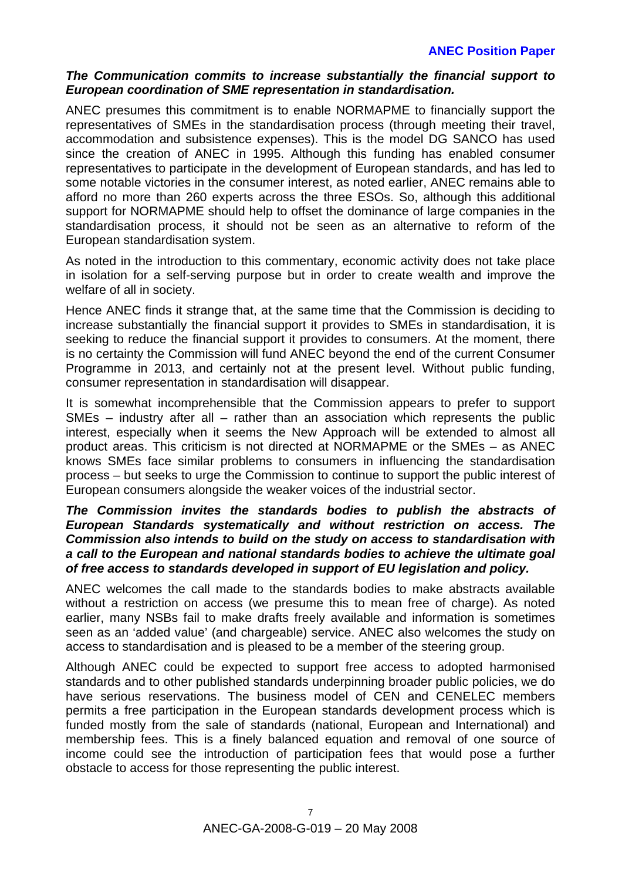***The Communication commits to increase substantially the financial support to European coordination of SME representation in standardisation.***

ANEC presumes this commitment is to enable NORMAPME to financially support the representatives of SMEs in the standardisation process (through meeting their travel, accommodation and subsistence expenses). This is the model DG SANCO has used since the creation of ANEC in 1995. Although this funding has enabled consumer representatives to participate in the development of European standards, and has led to some notable victories in the consumer interest, as noted earlier, ANEC remains able to afford no more than 260 experts across the three ESOs. So, although this additional support for NORMAPME should help to offset the dominance of large companies in the standardisation process, it should not be seen as an alternative to reform of the European standardisation system.

As noted in the introduction to this commentary, economic activity does not take place in isolation for a self-serving purpose but in order to create wealth and improve the welfare of all in society.

Hence ANEC finds it strange that, at the same time that the Commission is deciding to increase substantially the financial support it provides to SMEs in standardisation, it is seeking to reduce the financial support it provides to consumers. At the moment, there is no certainty the Commission will fund ANEC beyond the end of the current Consumer Programme in 2013, and certainly not at the present level. Without public funding, consumer representation in standardisation will disappear.

It is somewhat incomprehensible that the Commission appears to prefer to support SMEs – industry after all – rather than an association which represents the public interest, especially when it seems the New Approach will be extended to almost all product areas. This criticism is not directed at NORMAPME or the SMEs – as ANEC knows SMEs face similar problems to consumers in influencing the standardisation process – but seeks to urge the Commission to continue to support the public interest of European consumers alongside the weaker voices of the industrial sector.

***The Commission invites the standards bodies to publish the abstracts of European Standards systematically and without restriction on access. The Commission also intends to build on the study on access to standardisation with a call to the European and national standards bodies to achieve the ultimate goal of free access to standards developed in support of EU legislation and policy.***

ANEC welcomes the call made to the standards bodies to make abstracts available without a restriction on access (we presume this to mean free of charge). As noted earlier, many NSBs fail to make drafts freely available and information is sometimes seen as an 'added value' (and chargeable) service. ANEC also welcomes the study on access to standardisation and is pleased to be a member of the steering group.

Although ANEC could be expected to support free access to adopted harmonised standards and to other published standards underpinning broader public policies, we do have serious reservations. The business model of CEN and CENELEC members permits a free participation in the European standards development process which is funded mostly from the sale of standards (national, European and International) and membership fees. This is a finely balanced equation and removal of one source of income could see the introduction of participation fees that would pose a further obstacle to access for those representing the public interest.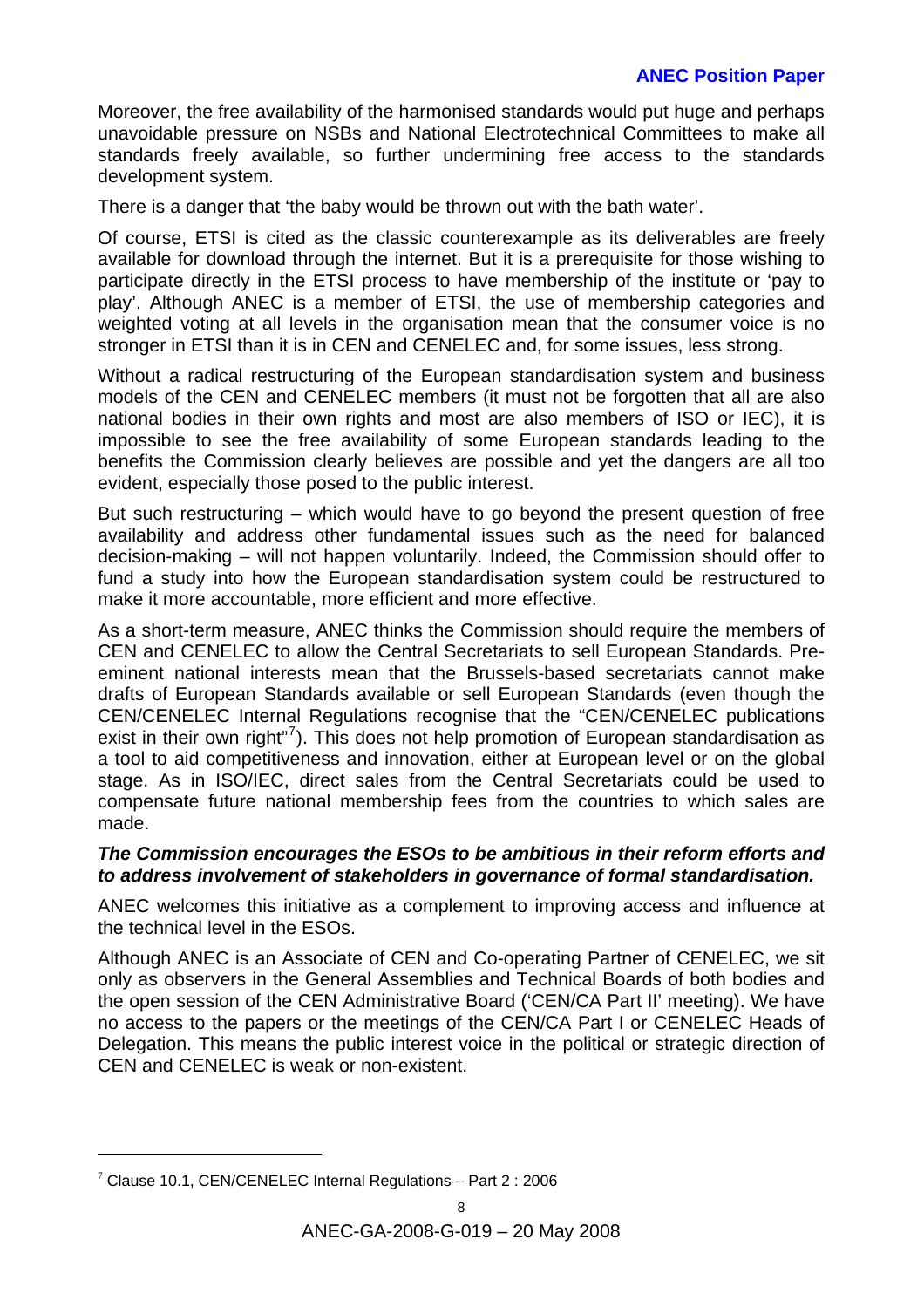Moreover, the free availability of the harmonised standards would put huge and perhaps unavoidable pressure on NSBs and National Electrotechnical Committees to make all standards freely available, so further undermining free access to the standards development system.

There is a danger that 'the baby would be thrown out with the bath water'.

Of course, ETSI is cited as the classic counterexample as its deliverables are freely available for download through the internet. But it is a prerequisite for those wishing to participate directly in the ETSI process to have membership of the institute or 'pay to play'. Although ANEC is a member of ETSI, the use of membership categories and weighted voting at all levels in the organisation mean that the consumer voice is no stronger in ETSI than it is in CEN and CENELEC and, for some issues, less strong.

Without a radical restructuring of the European standardisation system and business models of the CEN and CENELEC members (it must not be forgotten that all are also national bodies in their own rights and most are also members of ISO or IEC), it is impossible to see the free availability of some European standards leading to the benefits the Commission clearly believes are possible and yet the dangers are all too evident, especially those posed to the public interest.

But such restructuring – which would have to go beyond the present question of free availability and address other fundamental issues such as the need for balanced decision-making – will not happen voluntarily. Indeed, the Commission should offer to fund a study into how the European standardisation system could be restructured to make it more accountable, more efficient and more effective.

As a short-term measure, ANEC thinks the Commission should require the members of CEN and CENELEC to allow the Central Secretariats to sell European Standards. Pre-eminent national interests mean that the Brussels-based secretariats cannot make drafts of European Standards available or sell European Standards (even though the CEN/CENELEC Internal Regulations recognise that the "CEN/CENELEC publications exist in their own right"[7]). This does not help promotion of European standardisation as a tool to aid competitiveness and innovation, either at European level or on the global stage. As in ISO/IEC, direct sales from the Central Secretariats could be used to compensate future national membership fees from the countries to which sales are made.

***The Commission encourages the ESOs to be ambitious in their reform efforts and to address involvement of stakeholders in governance of formal standardisation.***

ANEC welcomes this initiative as a complement to improving access and influence at the technical level in the ESOs.

Although ANEC is an Associate of CEN and Co-operating Partner of CENELEC, we sit only as observers in the General Assemblies and Technical Boards of both bodies and the open session of the CEN Administrative Board ('CEN/CA Part II' meeting). We have no access to the papers or the meetings of the CEN/CA Part I or CENELEC Heads of Delegation. This means the public interest voice in the political or strategic direction of CEN and CENELEC is weak or non-existent.

[7] Clause 10.1, CEN/CENELEC Internal Regulations – Part 2 : 2006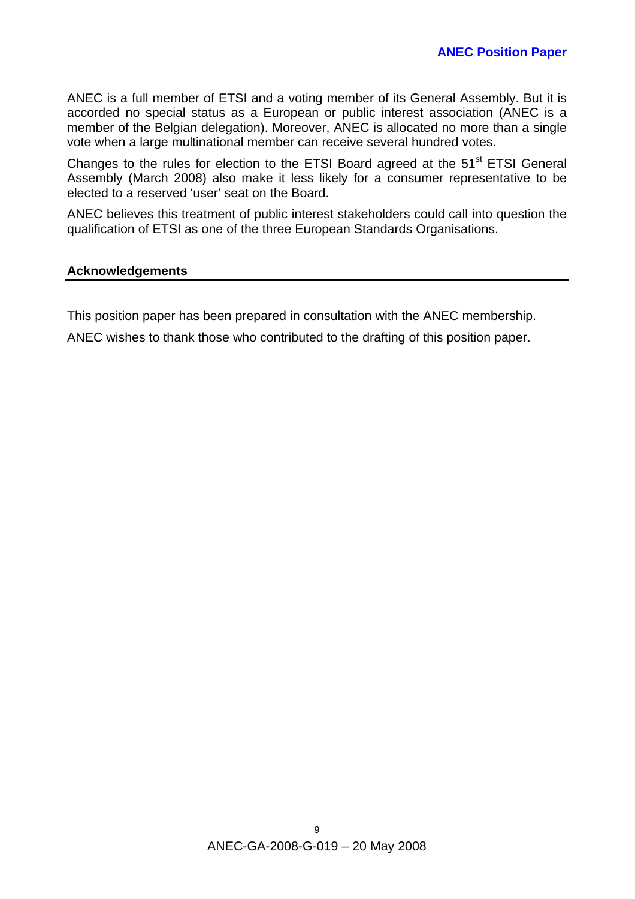ANEC is a full member of ETSI and a voting member of its General Assembly. But it is accorded no special status as a European or public interest association (ANEC is a member of the Belgian delegation). Moreover, ANEC is allocated no more than a single vote when a large multinational member can receive several hundred votes.

Changes to the rules for election to the ETSI Board agreed at the 51st ETSI General Assembly (March 2008) also make it less likely for a consumer representative to be elected to a reserved 'user' seat on the Board.

ANEC believes this treatment of public interest stakeholders could call into question the qualification of ETSI as one of the three European Standards Organisations.

## Acknowledgements

This position paper has been prepared in consultation with the ANEC membership.

ANEC wishes to thank those who contributed to the drafting of this position paper.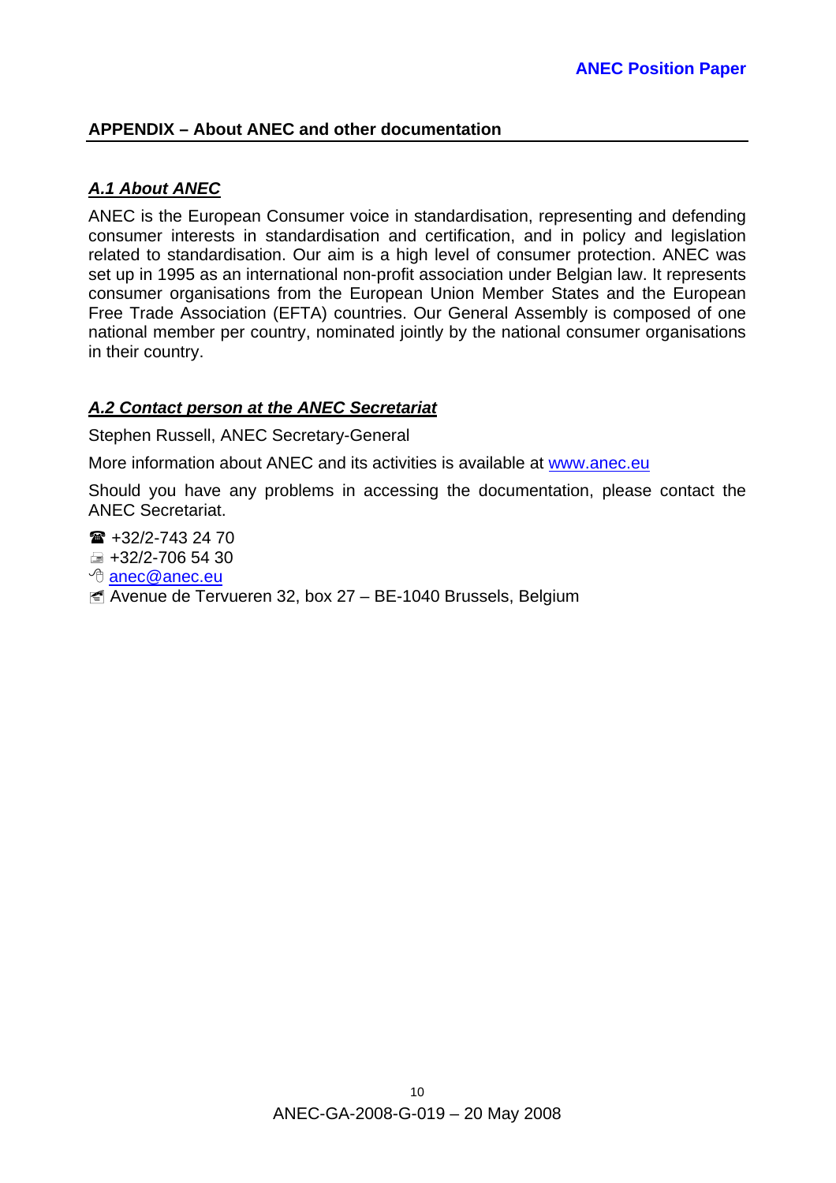## APPENDIX – About ANEC and other documentation

### *A.1 About ANEC*

ANEC is the European Consumer voice in standardisation, representing and defending consumer interests in standardisation and certification, and in policy and legislation related to standardisation. Our aim is a high level of consumer protection. ANEC was set up in 1995 as an international non-profit association under Belgian law. It represents consumer organisations from the European Union Member States and the European Free Trade Association (EFTA) countries. Our General Assembly is composed of one national member per country, nominated jointly by the national consumer organisations in their country.

### *A.2 Contact person at the ANEC Secretariat*

Stephen Russell, ANEC Secretary-General

More information about ANEC and its activities is available at www.anec.eu

Should you have any problems in accessing the documentation, please contact the ANEC Secretariat.

☎ +32/2-743 24 70
📠 +32/2-706 54 30
anec@anec.eu
Avenue de Tervueren 32, box 27 – BE-1040 Brussels, Belgium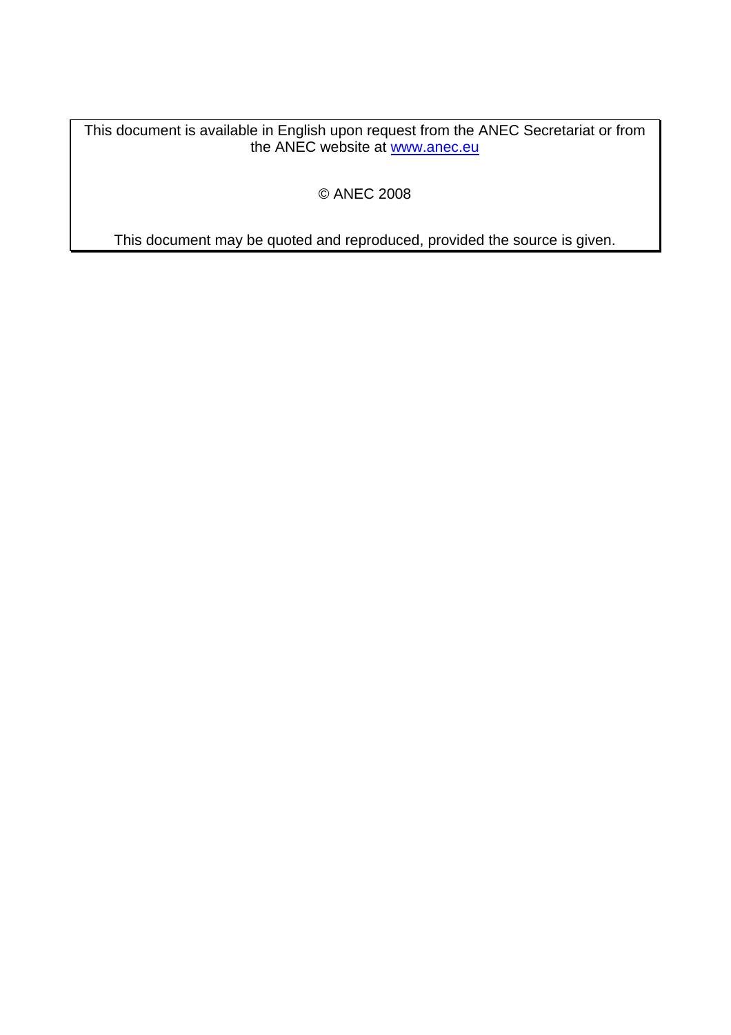This document is available in English upon request from the ANEC Secretariat or from the ANEC website at www.anec.eu

© ANEC 2008

This document may be quoted and reproduced, provided the source is given.